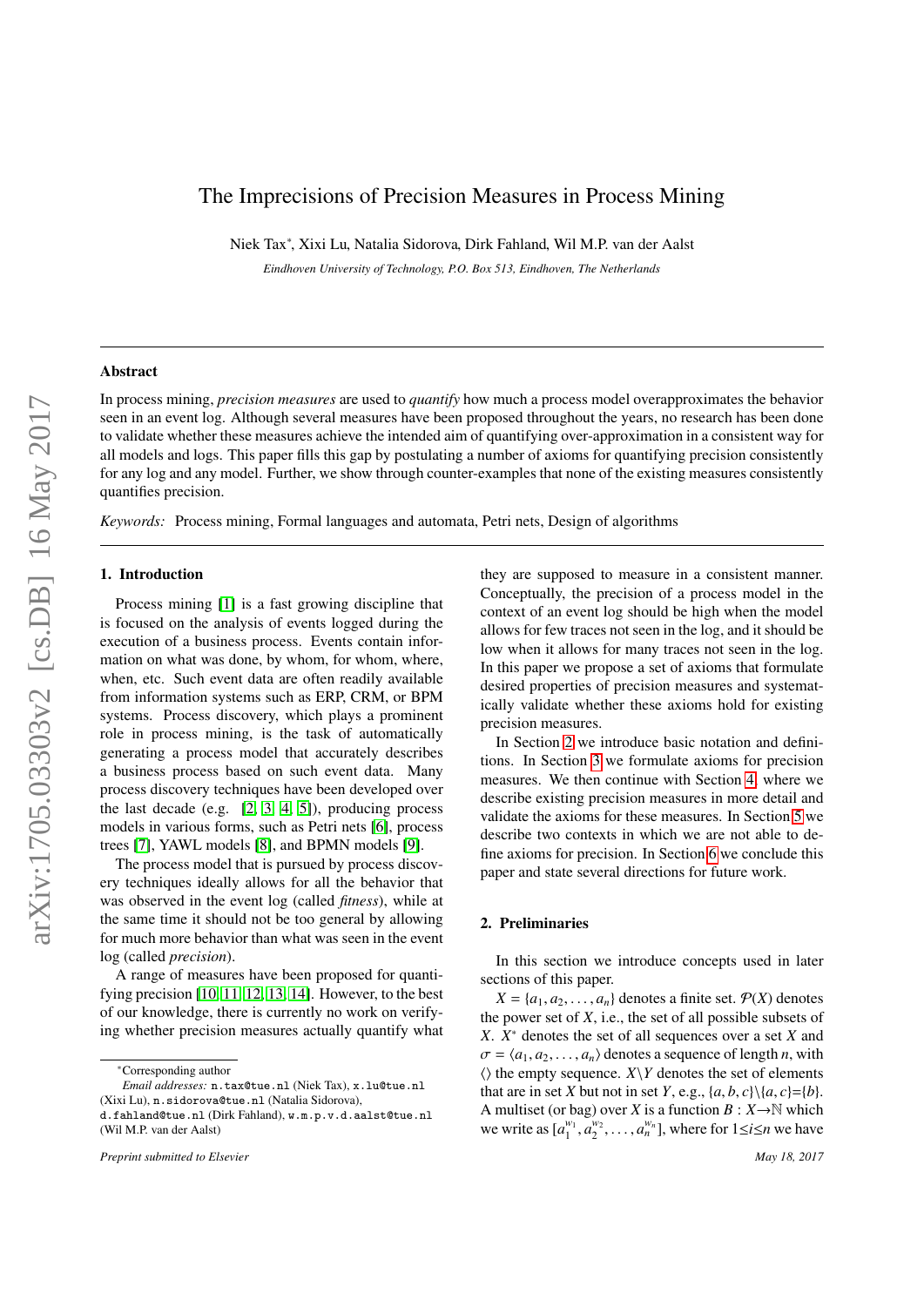# The Imprecisions of Precision Measures in Process Mining

Niek Tax[*], Xixi Lu, Natalia Sidorova, Dirk Fahland, Wil M.P. van der Aalst

*Eindhoven University of Technology, P.O. Box 513, Eindhoven, The Netherlands*

---

## Abstract

In process mining, *precision measures* are used to *quantify* how much a process model overapproximates the behavior seen in an event log. Although several measures have been proposed throughout the years, no research has been done to validate whether these measures achieve the intended aim of quantifying over-approximation in a consistent way for all models and logs. This paper fills this gap by postulating a number of axioms for quantifying precision consistently for any log and any model. Further, we show through counter-examples that none of the existing measures consistently quantifies precision.

*Keywords:* Process mining, Formal languages and automata, Petri nets, Design of algorithms

---

## 1. Introduction

Process mining [1] is a fast growing discipline that is focused on the analysis of events logged during the execution of a business process. Events contain information on what was done, by whom, for whom, where, when, etc. Such event data are often readily available from information systems such as ERP, CRM, or BPM systems. Process discovery, which plays a prominent role in process mining, is the task of automatically generating a process model that accurately describes a business process based on such event data. Many process discovery techniques have been developed over the last decade (e.g. [2, 3, 4, 5]), producing process models in various forms, such as Petri nets [6], process trees [7], YAWL models [8], and BPMN models [9].

The process model that is pursued by process discovery techniques ideally allows for all the behavior that was observed in the event log (called *fitness*), while at the same time it should not be too general by allowing for much more behavior than what was seen in the event log (called *precision*).

A range of measures have been proposed for quantifying precision [10, 11, 12, 13, 14]. However, to the best of our knowledge, there is currently no work on verifying whether precision measures actually quantify what they are supposed to measure in a consistent manner. Conceptually, the precision of a process model in the context of an event log should be high when the model allows for few traces not seen in the log, and it should be low when it allows for many traces not seen in the log. In this paper we propose a set of axioms that formulate desired properties of precision measures and systematically validate whether these axioms hold for existing precision measures.

In Section 2 we introduce basic notation and definitions. In Section 3 we formulate axioms for precision measures. We then continue with Section 4, where we describe existing precision measures in more detail and validate the axioms for these measures. In Section 5 we describe two contexts in which we are not able to define axioms for precision. In Section 6 we conclude this paper and state several directions for future work.

## 2. Preliminaries

In this section we introduce concepts used in later sections of this paper.

$X = \{a_1, a_2, \ldots, a_n\}$ denotes a finite set. $\mathcal{P}(X)$ denotes the power set of $X$, i.e., the set of all possible subsets of $X$. $X^*$ denotes the set of all sequences over a set $X$ and $\sigma = \langle a_1, a_2, \ldots, a_n \rangle$ denotes a sequence of length $n$, with $\langle\rangle$ the empty sequence. $X \setminus Y$ denotes the set of elements that are in set $X$ but not in set $Y$, e.g., $\{a, b, c\} \setminus \{a, c\} = \{b\}$. A multiset (or bag) over $X$ is a function $B : X \rightarrow \mathbb{N}$ which we write as $[a_1^{w_1}, a_2^{w_2}, \ldots, a_n^{w_n}]$, where for $1 \leq i \leq n$ we have

---

[*] Corresponding author

*Email addresses:* n.tax@tue.nl (Niek Tax), x.lu@tue.nl (Xixi Lu), n.sidorova@tue.nl (Natalia Sidorova), d.fahland@tue.nl (Dirk Fahland), w.m.p.v.d.aalst@tue.nl (Wil M.P. van der Aalst)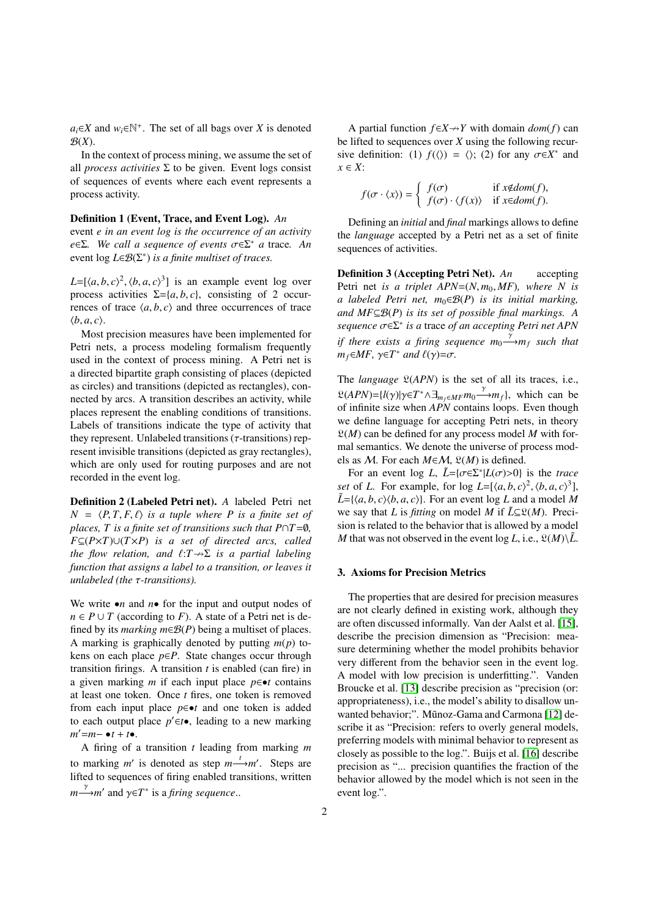$a_i \in X$ and $w_i \in \mathbb{N}^+$. The set of all bags over $X$ is denoted $\mathcal{B}(X)$.

In the context of process mining, we assume the set of all *process activities* $\Sigma$ to be given. Event logs consist of sequences of events where each event represents a process activity.

**Definition 1 (Event, Trace, and Event Log).** *An* event *e in an event log is the occurrence of an activity $e \in \Sigma$. We call a sequence of events $\sigma \in \Sigma^*$ a* trace*. An* event log *$L \in \mathcal{B}(\Sigma^*)$ is a finite multiset of traces.*

$L = [\langle a, b, c\rangle^2, \langle b, a, c\rangle^3]$ is an example event log over process activities $\Sigma = \{a, b, c\}$, consisting of 2 occurrences of trace $\langle a, b, c\rangle$ and three occurrences of trace $\langle b, a, c\rangle$.

Most precision measures have been implemented for Petri nets, a process modeling formalism frequently used in the context of process mining. A Petri net is a directed bipartite graph consisting of places (depicted as circles) and transitions (depicted as rectangles), connected by arcs. A transition describes an activity, while places represent the enabling conditions of transitions. Labels of transitions indicate the type of activity that they represent. Unlabeled transitions ($\tau$-transitions) represent invisible transitions (depicted as gray rectangles), which are only used for routing purposes and are not recorded in the event log.

**Definition 2 (Labeled Petri net).** *A* labeled Petri net *$N = \langle P, T, F, \ell\rangle$ is a tuple where $P$ is a finite set of places, $T$ is a finite set of transitions such that $P \cap T = \emptyset$, $F \subseteq (P \times T) \cup (T \times P)$ is a set of directed arcs, called the flow relation, and $\ell : T \nrightarrow \Sigma$ is a partial labeling function that assigns a label to a transition, or leaves it unlabeled (the $\tau$-transitions).*

We write $\bullet n$ and $n \bullet$ for the input and output nodes of $n \in P \cup T$ (according to $F$). A state of a Petri net is defined by its *marking* $m \in \mathcal{B}(P)$ being a multiset of places. A marking is graphically denoted by putting $m(p)$ tokens on each place $p \in P$. State changes occur through transition firings. A transition $t$ is enabled (can fire) in a given marking $m$ if each input place $p \in \bullet t$ contains at least one token. Once $t$ fires, one token is removed from each input place $p \in \bullet t$ and one token is added to each output place $p' \in t \bullet$, leading to a new marking $m' = m - \bullet t + t \bullet$.

A firing of a transition $t$ leading from marking $m$ to marking $m'$ is denoted as step $m \xrightarrow{t} m'$. Steps are lifted to sequences of firing enabled transitions, written $m \xrightarrow{\gamma} m'$ and $\gamma \in T^*$ is a *firing sequence*..

A partial function $f \in X \nrightarrow Y$ with domain $dom(f)$ can be lifted to sequences over $X$ using the following recursive definition: (1) $f(\langle\rangle) = \langle\rangle$; (2) for any $\sigma \in X^*$ and $x \in X$:

$$f(\sigma \cdot \langle x\rangle) = \begin{cases} f(\sigma) & \text{if } x \notin dom(f), \\ f(\sigma) \cdot \langle f(x)\rangle & \text{if } x \in dom(f). \end{cases}$$

Defining an *initial* and *final* markings allows to define the *language* accepted by a Petri net as a set of finite sequences of activities.

**Definition 3 (Accepting Petri Net).** *An* accepting Petri net *is a triplet $APN = (N, m_0, MF)$, where $N$ is a labeled Petri net, $m_0 \in \mathcal{B}(P)$ is its initial marking, and $MF \subseteq \mathcal{B}(P)$ is its set of possible final markings. A sequence $\sigma \in \Sigma^*$ is a* trace *of an accepting Petri net APN if there exists a firing sequence $m_0 \xrightarrow{\gamma} m_f$ such that $m_f \in MF$, $\gamma \in T^*$ and $\ell(\gamma) = \sigma$.*

The *language* $\mathfrak{L}(APN)$ is the set of all its traces, i.e., $\mathfrak{L}(APN) = \{l(\gamma) | \gamma \in T^* \wedge \exists_{m_f \in MF} m_0 \xrightarrow{\gamma} m_f\}$, which can be of infinite size when $APN$ contains loops. Even though we define language for accepting Petri nets, in theory $\mathfrak{L}(M)$ can be defined for any process model $M$ with formal semantics. We denote the universe of process models as $\mathcal{M}$. For each $M \in \mathcal{M}$, $\mathfrak{L}(M)$ is defined.

For an event log $L$, $\tilde{L} = \{\sigma \in \Sigma^* | L(\sigma) > 0\}$ is the *trace set* of $L$. For example, for log $L = [\langle a, b, c\rangle^2, \langle b, a, c\rangle^3]$, $\tilde{L} = \{\langle a, b, c\rangle \langle b, a, c\rangle\}$. For an event log $L$ and a model $M$ we say that $L$ is *fitting* on model $M$ if $\tilde{L} \subseteq \mathfrak{L}(M)$. Precision is related to the behavior that is allowed by a model $M$ that was not observed in the event log $L$, i.e., $\mathfrak{L}(M) \setminus \tilde{L}$.

## 3. Axioms for Precision Metrics

The properties that are desired for precision measures are not clearly defined in existing work, although they are often discussed informally. Van der Aalst et al. [15], describe the precision dimension as "Precision: measure determining whether the model prohibits behavior very different from the behavior seen in the event log. A model with low precision is underfitting.". Vanden Broucke et al. [13] describe precision as "precision (or: appropriateness), i.e., the model's ability to disallow unwanted behavior;". Mũnoz-Gama and Carmona [12] describe it as "Precision: refers to overly general models, preferring models with minimal behavior to represent as closely as possible to the log.". Buijs et al. [16] describe precision as "... precision quantifies the fraction of the behavior allowed by the model which is not seen in the event log.".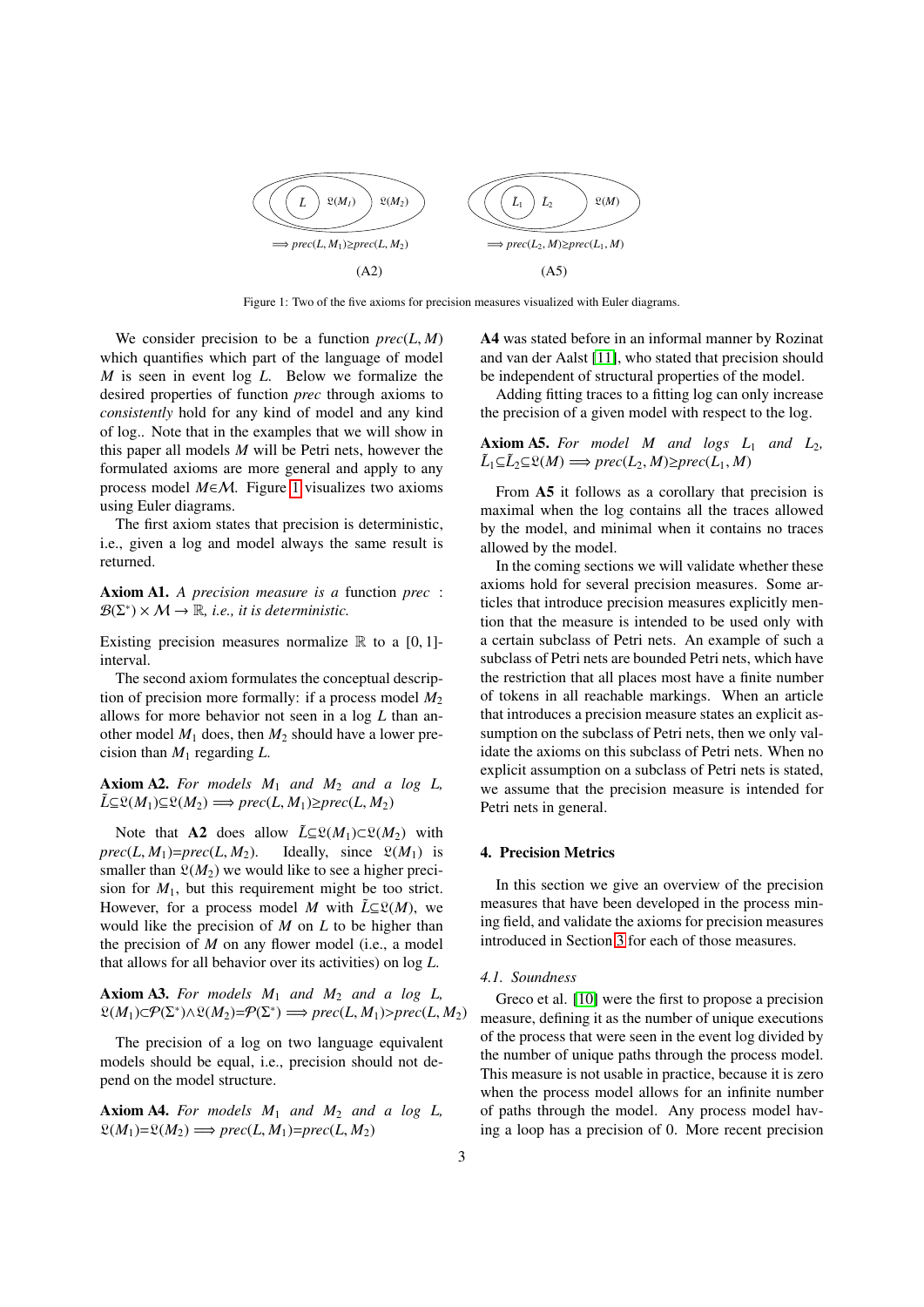$\Longrightarrow prec(L, M_1) \geq prec(L, M_2)$ (A2) $\Longrightarrow prec(L_2, M) \geq prec(L_1, M)$ (A5)

Figure 1: Two of the five axioms for precision measures visualized with Euler diagrams.

We consider precision to be a function $prec(L, M)$ which quantifies which part of the language of model $M$ is seen in event log $L$. Below we formalize the desired properties of function $prec$ through axioms to *consistently* hold for any kind of model and any kind of log.. Note that in the examples that we will show in this paper all models $M$ will be Petri nets, however the formulated axioms are more general and apply to any process model $M \in \mathcal{M}$. Figure 1 visualizes two axioms using Euler diagrams.

The first axiom states that precision is deterministic, i.e., given a log and model always the same result is returned.

**Axiom A1.** *A precision measure is a* function $prec : \mathcal{B}(\Sigma^*) \times \mathcal{M} \rightarrow \mathbb{R}$, *i.e., it is deterministic.*

Existing precision measures normalize $\mathbb{R}$ to a $[0, 1]$-interval.

The second axiom formulates the conceptual description of precision more formally: if a process model $M_2$ allows for more behavior not seen in a log $L$ than another model $M_1$ does, then $M_2$ should have a lower precision than $M_1$ regarding $L$.

**Axiom A2.** *For models $M_1$ and $M_2$ and a log $L$,* $\tilde{L} \subseteq \mathfrak{L}(M_1) \subseteq \mathfrak{L}(M_2) \Longrightarrow prec(L, M_1) \geq prec(L, M_2)$

Note that **A2** does allow $\tilde{L} \subseteq \mathfrak{L}(M_1) \subset \mathfrak{L}(M_2)$ with $prec(L, M_1) = prec(L, M_2)$. Ideally, since $\mathfrak{L}(M_1)$ is smaller than $\mathfrak{L}(M_2)$ we would like to see a higher precision for $M_1$, but this requirement might be too strict. However, for a process model $M$ with $\tilde{L} \subseteq \mathfrak{L}(M)$, we would like the precision of $M$ on $L$ to be higher than the precision of $M$ on any flower model (i.e., a model that allows for all behavior over its activities) on log $L$.

**Axiom A3.** *For models $M_1$ and $M_2$ and a log $L$,* $\mathfrak{L}(M_1) \subset \mathcal{P}(\Sigma^*) \wedge \mathfrak{L}(M_2) = \mathcal{P}(\Sigma^*) \Longrightarrow prec(L, M_1) > prec(L, M_2)$

The precision of a log on two language equivalent models should be equal, i.e., precision should not depend on the model structure.

**Axiom A4.** *For models $M_1$ and $M_2$ and a log $L$,* $\mathfrak{L}(M_1) = \mathfrak{L}(M_2) \Longrightarrow prec(L, M_1) = prec(L, M_2)$

**A4** was stated before in an informal manner by Rozinat and van der Aalst [11], who stated that precision should be independent of structural properties of the model.

Adding fitting traces to a fitting log can only increase the precision of a given model with respect to the log.

**Axiom A5.** *For model $M$ and logs $L_1$ and $L_2$,* $\tilde{L}_1 \subseteq \tilde{L}_2 \subseteq \mathfrak{L}(M) \Longrightarrow prec(L_2, M) \geq prec(L_1, M)$

From **A5** it follows as a corollary that precision is maximal when the log contains all the traces allowed by the model, and minimal when it contains no traces allowed by the model.

In the coming sections we will validate whether these axioms hold for several precision measures. Some articles that introduce precision measures explicitly mention that the measure is intended to be used only with a certain subclass of Petri nets. An example of such a subclass of Petri nets are bounded Petri nets, which have the restriction that all places most have a finite number of tokens in all reachable markings. When an article that introduces a precision measure states an explicit assumption on the subclass of Petri nets, then we only validate the axioms on this subclass of Petri nets. When no explicit assumption on a subclass of Petri nets is stated, we assume that the precision measure is intended for Petri nets in general.

## 4. Precision Metrics

In this section we give an overview of the precision measures that have been developed in the process mining field, and validate the axioms for precision measures introduced in Section 3 for each of those measures.

### 4.1. Soundness

Greco et al. [10] were the first to propose a precision measure, defining it as the number of unique executions of the process that were seen in the event log divided by the number of unique paths through the process model. This measure is not usable in practice, because it is zero when the process model allows for an infinite number of paths through the model. Any process model having a loop has a precision of 0. More recent precision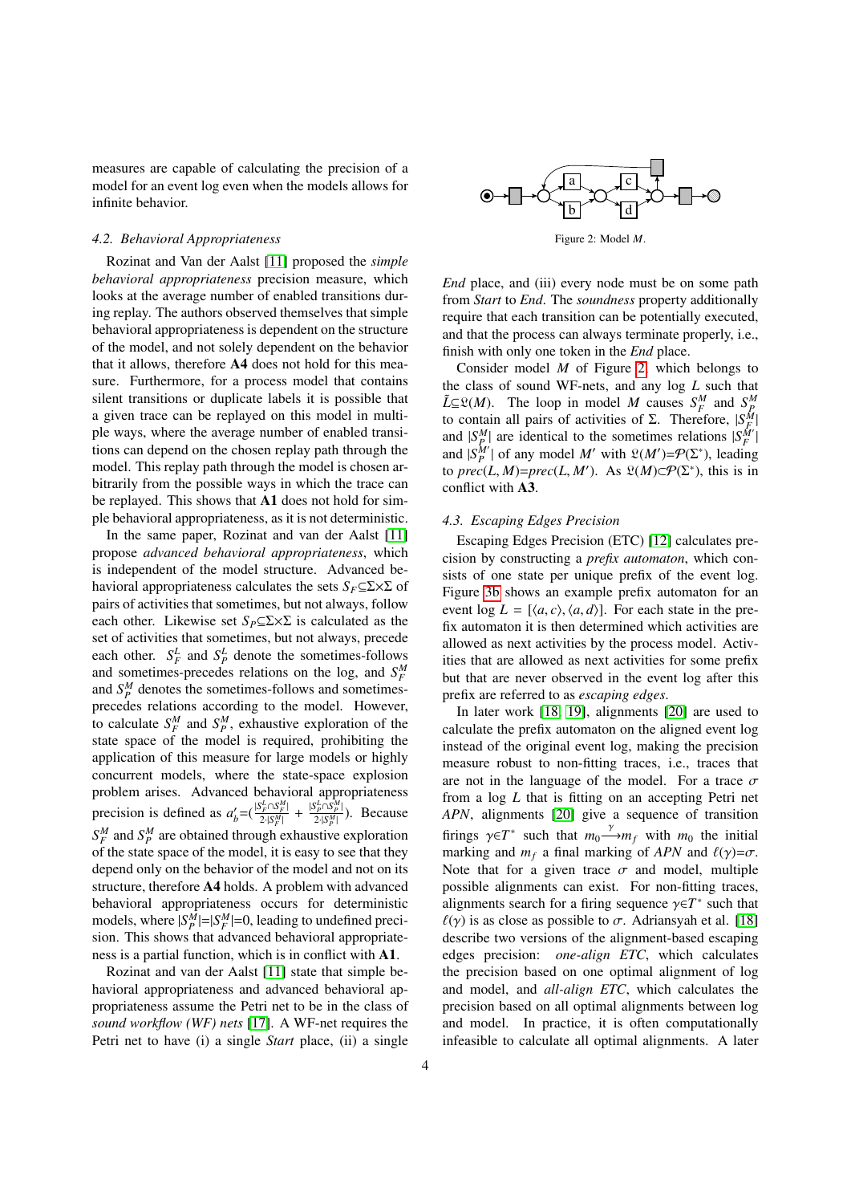measures are capable of calculating the precision of a model for an event log even when the models allows for infinite behavior.

### 4.2. Behavioral Appropriateness

Rozinat and Van der Aalst [11] proposed the *simple behavioral appropriateness* precision measure, which looks at the average number of enabled transitions during replay. The authors observed themselves that simple behavioral appropriateness is dependent on the structure of the model, and not solely dependent on the behavior that it allows, therefore **A4** does not hold for this measure. Furthermore, for a process model that contains silent transitions or duplicate labels it is possible that a given trace can be replayed on this model in multiple ways, where the average number of enabled transitions can depend on the chosen replay path through the model. This replay path through the model is chosen arbitrarily from the possible ways in which the trace can be replayed. This shows that **A1** does not hold for simple behavioral appropriateness, as it is not deterministic.

In the same paper, Rozinat and van der Aalst [11] propose *advanced behavioral appropriateness*, which is independent of the model structure. Advanced behavioral appropriateness calculates the sets $S_F \subseteq \Sigma \times \Sigma$ of pairs of activities that sometimes, but not always, follow each other. Likewise set $S_P \subseteq \Sigma \times \Sigma$ is calculated as the set of activities that sometimes, but not always, precede each other. $S_F^L$ and $S_P^L$ denote the sometimes-follows and sometimes-precedes relations on the log, and $S_F^M$ and $S_P^M$ denotes the sometimes-follows and sometimes-precedes relations according to the model. However, to calculate $S_F^M$ and $S_P^M$, exhaustive exploration of the state space of the model is required, prohibiting the application of this measure for large models or highly concurrent models, where the state-space explosion problem arises. Advanced behavioral appropriateness precision is defined as $a'_b = (\frac{|S_F^L \cap S_F^M|}{2 \cdot |S_F^M|} + \frac{|S_P^L \cap S_P^M|}{2 \cdot |S_P^M|})$. Because $S_F^M$ and $S_P^M$ are obtained through exhaustive exploration of the state space of the model, it is easy to see that they depend only on the behavior of the model and not on its structure, therefore **A4** holds. A problem with advanced behavioral appropriateness occurs for deterministic models, where $|S_P^M| = |S_F^M| = 0$, leading to undefined precision. This shows that advanced behavioral appropriateness is a partial function, which is in conflict with **A1**.

Rozinat and van der Aalst [11] state that simple behavioral appropriateness and advanced behavioral appropriateness assume the Petri net to be in the class of *sound workflow (WF) nets* [17]. A WF-net requires the Petri net to have (i) a single *Start* place, (ii) a single *End* place, and (iii) every node must be on some path from *Start* to *End*. The *soundness* property additionally require that each transition can be potentially executed, and that the process can always terminate properly, i.e., finish with only one token in the *End* place.

Figure 2: Model $M$.

Consider model $M$ of Figure 2, which belongs to the class of sound WF-nets, and any log $L$ such that $\tilde{L} \subseteq \mathfrak{L}(M)$. The loop in model $M$ causes $S_F^M$ and $S_P^M$ to contain all pairs of activities of $\Sigma$. Therefore, $|S_F^M|$ and $|S_P^M|$ are identical to the sometimes relations $|S_F^{M'}|$ and $|S_P^{M'}|$ of any model $M'$ with $\mathfrak{L}(M') = \mathcal{P}(\Sigma^*)$, leading to $prec(L, M) = prec(L, M')$. As $\mathfrak{L}(M) \subset \mathcal{P}(\Sigma^*)$, this is in conflict with **A3**.

### 4.3. Escaping Edges Precision

Escaping Edges Precision (ETC) [12] calculates precision by constructing a *prefix automaton*, which consists of one state per unique prefix of the event log. Figure 3b shows an example prefix automaton for an event log $L = [\langle a, c \rangle, \langle a, d \rangle]$. For each state in the prefix automaton it is then determined which activities are allowed as next activities by the process model. Activities that are allowed as next activities for some prefix but that are never observed in the event log after this prefix are referred to as *escaping edges*.

In later work [18, 19], alignments [20] are used to calculate the prefix automaton on the aligned event log instead of the original event log, making the precision measure robust to non-fitting traces, i.e., traces that are not in the language of the model. For a trace $\sigma$ from a log $L$ that is fitting on an accepting Petri net *APN*, alignments [20] give a sequence of transition firings $\gamma \in T^*$ such that $m_0 \xrightarrow{\gamma} m_f$ with $m_0$ the initial marking and $m_f$ a final marking of *APN* and $\ell(\gamma) = \sigma$. Note that for a given trace $\sigma$ and model, multiple possible alignments can exist. For non-fitting traces, alignments search for a firing sequence $\gamma \in T^*$ such that $\ell(\gamma)$ is as close as possible to $\sigma$. Adriansyah et al. [18] describe two versions of the alignment-based escaping edges precision: *one-align ETC*, which calculates the precision based on one optimal alignment of log and model, and *all-align ETC*, which calculates the precision based on all optimal alignments between log and model. In practice, it is often computationally infeasible to calculate all optimal alignments. A later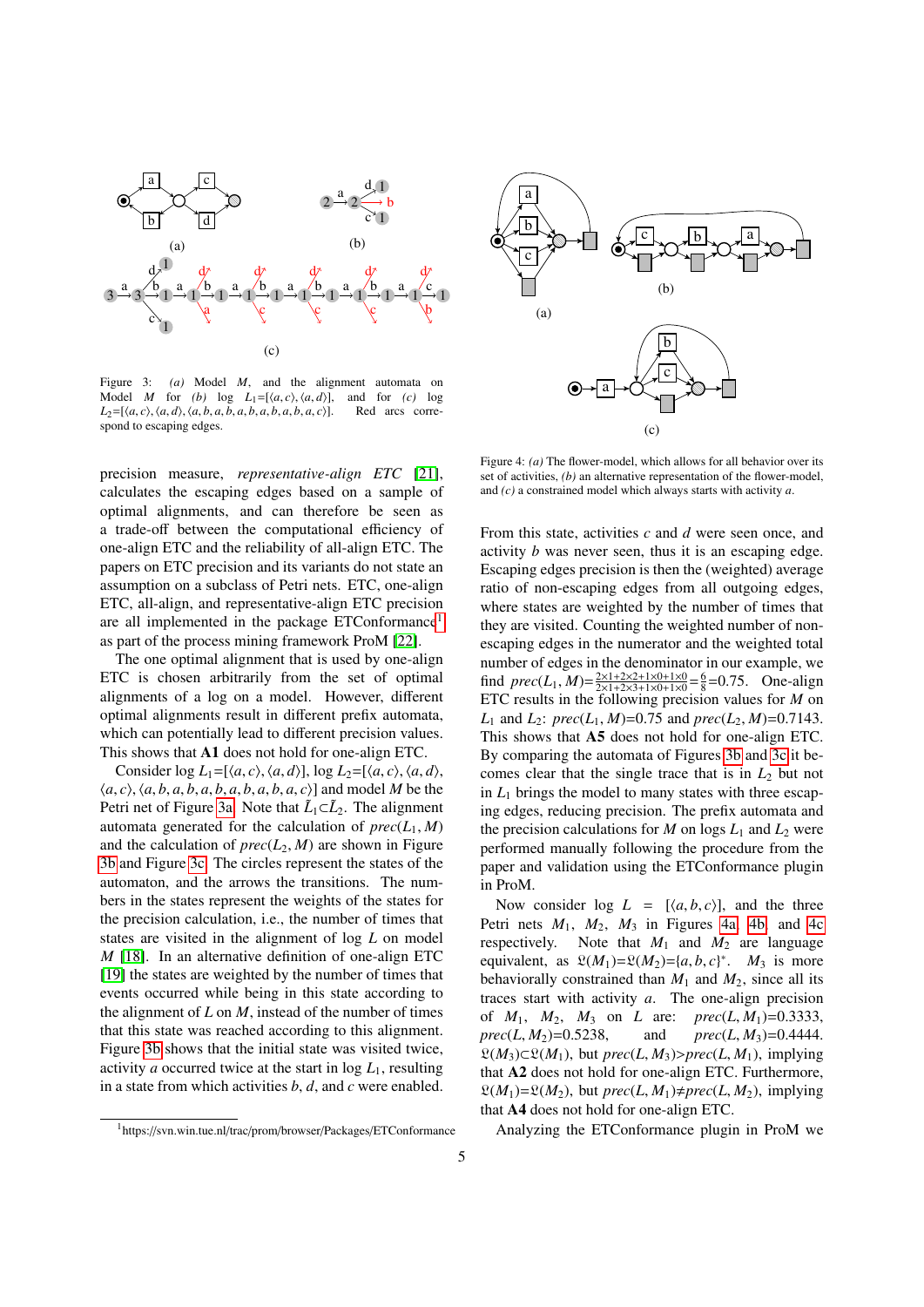Figure 3: *(a)* Model $M$, and the alignment automata on Model $M$ for *(b)* log $L_1$=[⟨$a, c$⟩, ⟨$a, d$⟩], and for *(c)* log $L_2$=[⟨$a, c$⟩, ⟨$a, d$⟩, ⟨$a, b, a, b, a, b, a, b, a, b, a, c$⟩]. Red arcs correspond to escaping edges.

precision measure, *representative-align ETC* [21], calculates the escaping edges based on a sample of optimal alignments, and can therefore be seen as a trade-off between the computational efficiency of one-align ETC and the reliability of all-align ETC. The papers on ETC precision and its variants do not state an assumption on a subclass of Petri nets. ETC, one-align ETC, all-align, and representative-align ETC precision are all implemented in the package ETConformance[1] as part of the process mining framework ProM [22].

The one optimal alignment that is used by one-align ETC is chosen arbitrarily from the set of optimal alignments of a log on a model. However, different optimal alignments result in different prefix automata, which can potentially lead to different precision values. This shows that **A1** does not hold for one-align ETC.

Consider log $L_1$=[⟨$a, c$⟩, ⟨$a, d$⟩], log $L_2$=[⟨$a, c$⟩, ⟨$a, d$⟩, ⟨$a, c$⟩, ⟨$a, b, a, b, a, b, a, b, a, b, a, c$⟩] and model $M$ be the Petri net of Figure 3a. Note that $\bar{L}_1 \subset \bar{L}_2$. The alignment automata generated for the calculation of $prec(L_1, M)$ and the calculation of $prec(L_2, M)$ are shown in Figure 3b and Figure 3c. The circles represent the states of the automaton, and the arrows the transitions. The numbers in the states represent the weights of the states for the precision calculation, i.e., the number of times that states are visited in the alignment of log $L$ on model $M$ [18]. In an alternative definition of one-align ETC [19] the states are weighted by the number of times that events occurred while being in this state according to the alignment of $L$ on $M$, instead of the number of times that this state was reached according to this alignment. Figure 3b shows that the initial state was visited twice, activity $a$ occurred twice at the start in log $L_1$, resulting in a state from which activities $b$, $d$, and $c$ were enabled.

From this state, activities $c$ and $d$ were seen once, and activity $b$ was never seen, thus it is an escaping edge. Escaping edges precision is then the (weighted) average ratio of non-escaping edges from all outgoing edges, where states are weighted by the number of times that they are visited. Counting the weighted number of non-escaping edges in the numerator and the weighted total number of edges in the denominator in our example, we find $prec(L_1, M)=\frac{2\times1+2\times2+1\times0+1\times0}{2\times1+2\times3+1\times0+1\times0}=\frac{6}{8}=0.75$. One-align ETC results in the following precision values for $M$ on $L_1$ and $L_2$: $prec(L_1, M)$=0.75 and $prec(L_2, M)$=0.7143. This shows that **A5** does not hold for one-align ETC. By comparing the automata of Figures 3b and 3c it becomes clear that the single trace that is in $L_2$ but not in $L_1$ brings the model to many states with three escaping edges, reducing precision. The prefix automata and the precision calculations for $M$ on logs $L_1$ and $L_2$ were performed manually following the procedure from the paper and validation using the ETConformance plugin in ProM.

Figure 4: *(a)* The flower-model, which allows for all behavior over its set of activities, *(b)* an alternative representation of the flower-model, and *(c)* a constrained model which always starts with activity $a$.

Now consider log $L$ = [⟨$a, b, c$⟩], and the three Petri nets $M_1$, $M_2$, $M_3$ in Figures 4a, 4b, and 4c respectively. Note that $M_1$ and $M_2$ are language equivalent, as $\mathfrak{L}(M_1)$=$\mathfrak{L}(M_2)$=$\{a, b, c\}^*$. $M_3$ is more behaviorally constrained than $M_1$ and $M_2$, since all its traces start with activity $a$. The one-align precision of $M_1$, $M_2$, $M_3$ on $L$ are: $prec(L, M_1)$=0.3333, $prec(L, M_2)$=0.5238, and $prec(L, M_3)$=0.4444. $\mathfrak{L}(M_3)\subset\mathfrak{L}(M_1)$, but $prec(L, M_3)>prec(L, M_1)$, implying that **A2** does not hold for one-align ETC. Furthermore, $\mathfrak{L}(M_1)$=$\mathfrak{L}(M_2)$, but $prec(L, M_1)\neq prec(L, M_2)$, implying that **A4** does not hold for one-align ETC.

Analyzing the ETConformance plugin in ProM we

[1] https://svn.win.tue.nl/trac/prom/browser/Packages/ETConformance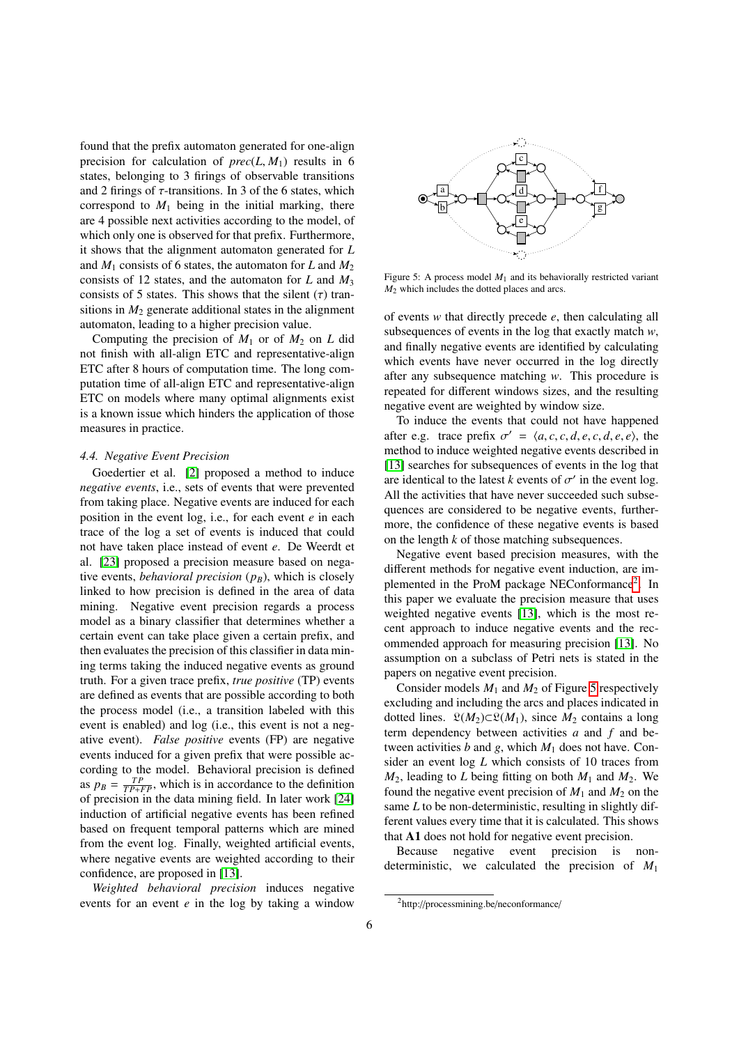found that the prefix automaton generated for one-align precision for calculation of $prec(L, M_1)$ results in 6 states, belonging to 3 firings of observable transitions and 2 firings of $\tau$-transitions. In 3 of the 6 states, which correspond to $M_1$ being in the initial marking, there are 4 possible next activities according to the model, of which only one is observed for that prefix. Furthermore, it shows that the alignment automaton generated for $L$ and $M_1$ consists of 6 states, the automaton for $L$ and $M_2$ consists of 12 states, and the automaton for $L$ and $M_3$ consists of 5 states. This shows that the silent ($\tau$) transitions in $M_2$ generate additional states in the alignment automaton, leading to a higher precision value.

Computing the precision of $M_1$ or of $M_2$ on $L$ did not finish with all-align ETC and representative-align ETC after 8 hours of computation time. The long computation time of all-align ETC and representative-align ETC on models where many optimal alignments exist is a known issue which hinders the application of those measures in practice.

### 4.4. Negative Event Precision

Goedertier et al. [2] proposed a method to induce *negative events*, i.e., sets of events that were prevented from taking place. Negative events are induced for each position in the event log, i.e., for each event $e$ in each trace of the log a set of events is induced that could not have taken place instead of event $e$. De Weerdt et al. [23] proposed a precision measure based on negative events, *behavioral precision* ($p_B$), which is closely linked to how precision is defined in the area of data mining. Negative event precision regards a process model as a binary classifier that determines whether a certain event can take place given a certain prefix, and then evaluates the precision of this classifier in data mining terms taking the induced negative events as ground truth. For a given trace prefix, *true positive* (TP) events are defined as events that are possible according to both the process model (i.e., a transition labeled with this event is enabled) and log (i.e., this event is not a negative event). *False positive* events (FP) are negative events induced for a given prefix that were possible according to the model. Behavioral precision is defined as $p_B = \frac{TP}{TP+FP}$, which is in accordance to the definition of precision in the data mining field. In later work [24] induction of artificial negative events has been refined based on frequent temporal patterns which are mined from the event log. Finally, weighted artificial events, where negative events are weighted according to their confidence, are proposed in [13].

*Weighted behavioral precision* induces negative events for an event $e$ in the log by taking a window of events $w$ that directly precede $e$, then calculating all subsequences of events in the log that exactly match $w$, and finally negative events are identified by calculating which events have never occurred in the log directly after any subsequence matching $w$. This procedure is repeated for different windows sizes, and the resulting negative event are weighted by window size.

To induce the events that could not have happened after e.g. trace prefix $\sigma' = \langle a, c, c, d, e, c, d, e, e \rangle$, the method to induce weighted negative events described in [13] searches for subsequences of events in the log that are identical to the latest $k$ events of $\sigma'$ in the event log. All the activities that have never succeeded such subsequences are considered to be negative events, furthermore, the confidence of these negative events is based on the length $k$ of those matching subsequences.

Negative event based precision measures, with the different methods for negative event induction, are implemented in the ProM package NEConformance[2]. In this paper we evaluate the precision measure that uses weighted negative events [13], which is the most recent approach to induce negative events and the recommended approach for measuring precision [13]. No assumption on a subclass of Petri nets is stated in the papers on negative event precision.

Figure 5: A process model $M_1$ and its behaviorally restricted variant $M_2$ which includes the dotted places and arcs.

Consider models $M_1$ and $M_2$ of Figure 5 respectively excluding and including the arcs and places indicated in dotted lines. $\mathfrak{L}(M_2) \subset \mathfrak{L}(M_1)$, since $M_2$ contains a long term dependency between activities $a$ and $f$ and between activities $b$ and $g$, which $M_1$ does not have. Consider an event log $L$ which consists of 10 traces from $M_2$, leading to $L$ being fitting on both $M_1$ and $M_2$. We found the negative event precision of $M_1$ and $M_2$ on the same $L$ to be non-deterministic, resulting in slightly different values every time that it is calculated. This shows that **A1** does not hold for negative event precision.

Because negative event precision is non-deterministic, we calculated the precision of $M_1$

[2] http://processmining.be/neconformance/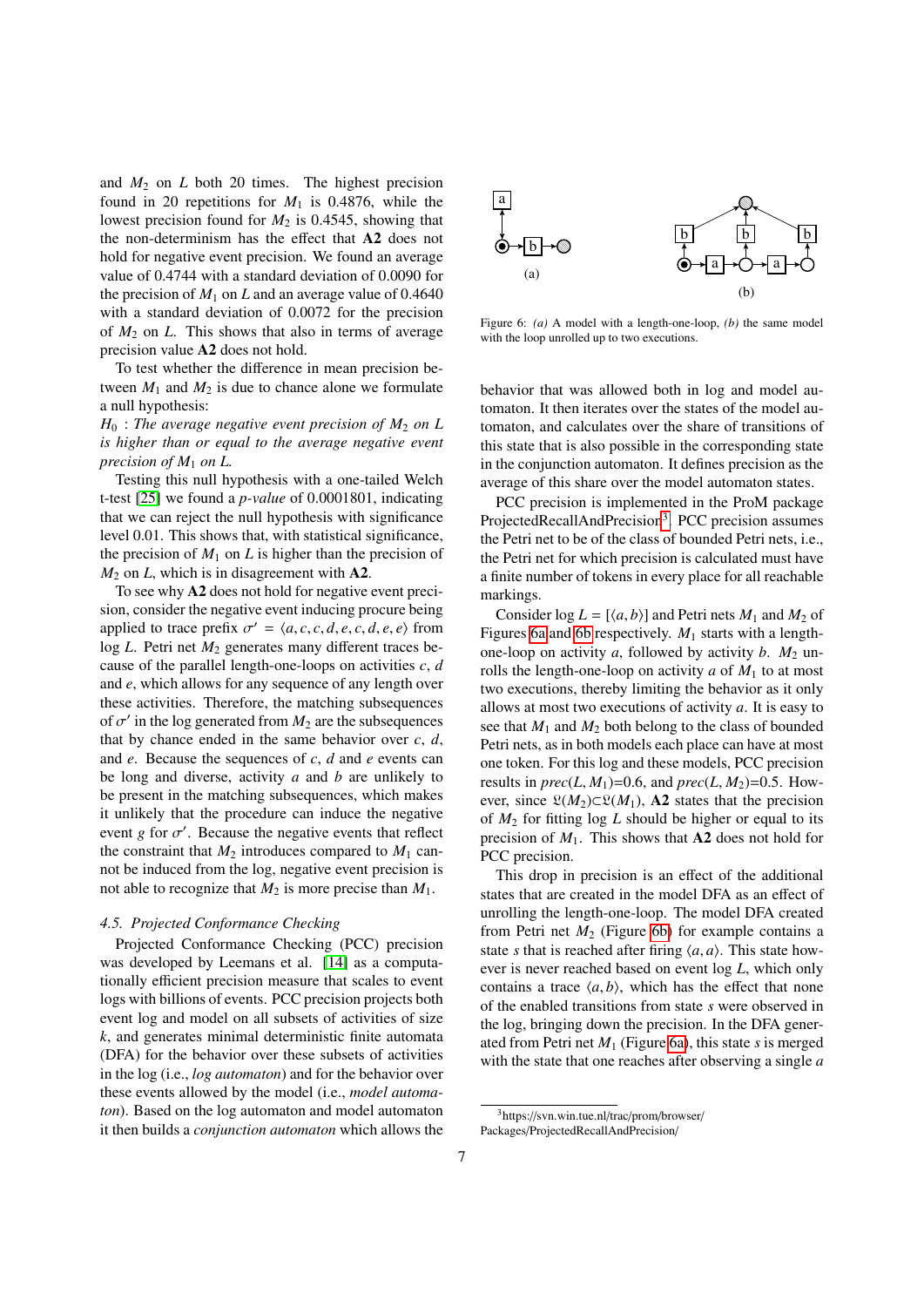and $M_2$ on $L$ both 20 times. The highest precision found in 20 repetitions for $M_1$ is 0.4876, while the lowest precision found for $M_2$ is 0.4545, showing that the non-determinism has the effect that **A2** does not hold for negative event precision. We found an average value of 0.4744 with a standard deviation of 0.0090 for the precision of $M_1$ on $L$ and an average value of 0.4640 with a standard deviation of 0.0072 for the precision of $M_2$ on $L$. This shows that also in terms of average precision value **A2** does not hold.

To test whether the difference in mean precision between $M_1$ and $M_2$ is due to chance alone we formulate a null hypothesis:

$H_0$ : *The average negative event precision of $M_2$ on $L$ is higher than or equal to the average negative event precision of $M_1$ on $L$.*

Testing this null hypothesis with a one-tailed Welch t-test [25] we found a *p-value* of 0.0001801, indicating that we can reject the null hypothesis with significance level 0.01. This shows that, with statistical significance, the precision of $M_1$ on $L$ is higher than the precision of $M_2$ on $L$, which is in disagreement with **A2**.

To see why **A2** does not hold for negative event precision, consider the negative event inducing procure being applied to trace prefix $\sigma' = \langle a, c, c, d, e, c, d, e, e\rangle$ from log $L$. Petri net $M_2$ generates many different traces because of the parallel length-one-loops on activities $c$, $d$ and $e$, which allows for any sequence of any length over these activities. Therefore, the matching subsequences of $\sigma'$ in the log generated from $M_2$ are the subsequences that by chance ended in the same behavior over $c$, $d$, and $e$. Because the sequences of $c$, $d$ and $e$ events can be long and diverse, activity $a$ and $b$ are unlikely to be present in the matching subsequences, which makes it unlikely that the procedure can induce the negative event $g$ for $\sigma'$. Because the negative events that reflect the constraint that $M_2$ introduces compared to $M_1$ cannot be induced from the log, negative event precision is not able to recognize that $M_2$ is more precise than $M_1$.

### 4.5. Projected Conformance Checking

Projected Conformance Checking (PCC) precision was developed by Leemans et al. [14] as a computationally efficient precision measure that scales to event logs with billions of events. PCC precision projects both event log and model on all subsets of activities of size $k$, and generates minimal deterministic finite automata (DFA) for the behavior over these subsets of activities in the log (i.e., *log automaton*) and for the behavior over these events allowed by the model (i.e., *model automaton*). Based on the log automaton and model automaton it then builds a *conjunction automaton* which allows the behavior that was allowed both in log and model automaton. It then iterates over the states of the model automaton, and calculates over the share of transitions of this state that is also possible in the corresponding state in the conjunction automaton. It defines precision as the average of this share over the model automaton states.

Figure 6: *(a)* A model with a length-one-loop, *(b)* the same model with the loop unrolled up to two executions.

PCC precision is implemented in the ProM package ProjectedRecallAndPrecision[3]. PCC precision assumes the Petri net to be of the class of bounded Petri nets, i.e., the Petri net for which precision is calculated must have a finite number of tokens in every place for all reachable markings.

Consider log $L = [\langle a, b\rangle]$ and Petri nets $M_1$ and $M_2$ of Figures 6a and 6b respectively. $M_1$ starts with a length-one-loop on activity $a$, followed by activity $b$. $M_2$ unrolls the length-one-loop on activity $a$ of $M_1$ to at most two executions, thereby limiting the behavior as it only allows at most two executions of activity $a$. It is easy to see that $M_1$ and $M_2$ both belong to the class of bounded Petri nets, as in both models each place can have at most one token. For this log and these models, PCC precision results in $prec(L, M_1)$=0.6, and $prec(L, M_2)$=0.5. However, since $\mathfrak{L}(M_2) \subset \mathfrak{L}(M_1)$, **A2** states that the precision of $M_2$ for fitting log $L$ should be higher or equal to its precision of $M_1$. This shows that **A2** does not hold for PCC precision.

This drop in precision is an effect of the additional states that are created in the model DFA as an effect of unrolling the length-one-loop. The model DFA created from Petri net $M_2$ (Figure 6b) for example contains a state $s$ that is reached after firing $\langle a, a\rangle$. This state however is never reached based on event log $L$, which only contains a trace $\langle a, b\rangle$, which has the effect that none of the enabled transitions from state $s$ were observed in the log, bringing down the precision. In the DFA generated from Petri net $M_1$ (Figure 6a), this state $s$ is merged with the state that one reaches after observing a single $a$

[3] https://svn.win.tue.nl/trac/prom/browser/Packages/ProjectedRecallAndPrecision/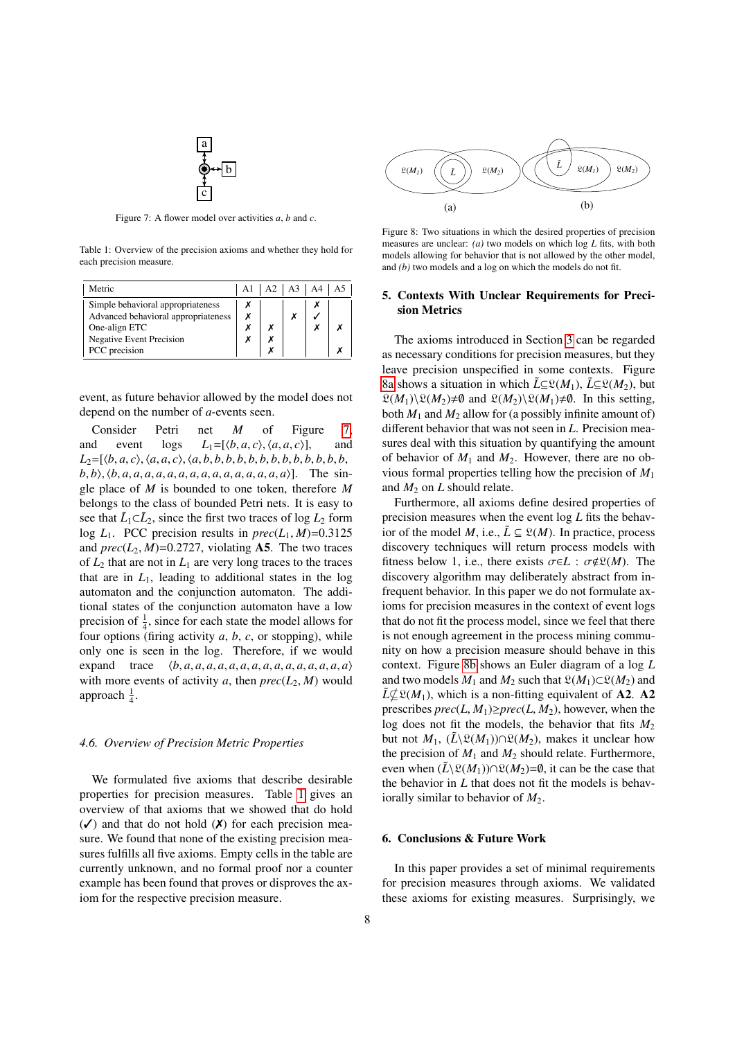Figure 7: A flower model over activities $a$, $b$ and $c$.

Table 1: Overview of the precision axioms and whether they hold for each precision measure.

| Metric | A1 | A2 | A3 | A4 | A5 |
|---|---|---|---|---|---|
| Simple behavioral appropriateness | ✗ | | ✗ | ✗ | |
| Advanced behavioral appropriateness | ✗ | | ✗ | ✓ | |
| One-align ETC | ✗ | ✗ | | ✗ | ✗ |
| Negative Event Precision | ✗ | ✗ | | | |
| PCC precision | | ✗ | | | ✗ |

event, as future behavior allowed by the model does not depend on the number of $a$-events seen.

Consider Petri net $M$ of Figure 7, and event logs $L_1$=[$\langle b,a,c\rangle$, $\langle a,a,c\rangle$], and $L_2$=[$\langle b,a,c\rangle$, $\langle a,a,c\rangle$, $\langle a,b,b,b,b,b,b,b,b,b,b,b,b,b,b,b,b\rangle$, $\langle b,a,a,a,a,a,a,a,a,a,a,a,a,a,a,a\rangle$]. The single place of $M$ is bounded to one token, therefore $M$ belongs to the class of bounded Petri nets. It is easy to see that $\tilde{L}_1 \subset \tilde{L}_2$, since the first two traces of log $L_2$ form log $L_1$. PCC precision results in $prec(L_1, M)$=0.3125 and $prec(L_2, M)$=0.2727, violating **A5**. The two traces of $L_2$ that are not in $L_1$ are very long traces to the traces that are in $L_1$, leading to additional states in the log automaton and the conjunction automaton. The additional states of the conjunction automaton have a low precision of $\frac{1}{4}$, since for each state the model allows for four options (firing activity $a$, $b$, $c$, or stopping), while only one is seen in the log. Therefore, if we would expand trace $\langle b,a,a,a,a,a,a,a,a,a,a,a,a,a,a,a\rangle$ with more events of activity $a$, then $prec(L_2, M)$ would approach $\frac{1}{4}$.

### 4.6. Overview of Precision Metric Properties

We formulated five axioms that describe desirable properties for precision measures. Table 1 gives an overview of that axioms that we showed that do hold (✓) and that do not hold (✗) for each precision measure. We found that none of the existing precision measures fulfills all five axioms. Empty cells in the table are currently unknown, and no formal proof nor a counter example has been found that proves or disproves the axiom for the respective precision measure.

Figure 8: Two situations in which the desired properties of precision measures are unclear: *(a)* two models on which log $L$ fits, with both models allowing for behavior that is not allowed by the other model, and *(b)* two models and a log on which the models do not fit.

## 5. Contexts With Unclear Requirements for Precision Metrics

The axioms introduced in Section 3 can be regarded as necessary conditions for precision measures, but they leave precision unspecified in some contexts. Figure 8a shows a situation in which $\tilde{L} \subseteq \mathfrak{L}(M_1)$, $\tilde{L} \subseteq \mathfrak{L}(M_2)$, but $\mathfrak{L}(M_1) \setminus \mathfrak{L}(M_2) \neq \emptyset$ and $\mathfrak{L}(M_2) \setminus \mathfrak{L}(M_1) \neq \emptyset$. In this setting, both $M_1$ and $M_2$ allow for (a possibly infinite amount of) different behavior that was not seen in $L$. Precision measures deal with this situation by quantifying the amount of behavior of $M_1$ and $M_2$. However, there are no obvious formal properties telling how the precision of $M_1$ and $M_2$ on $L$ should relate.

Furthermore, all axioms define desired properties of precision measures when the event log $L$ fits the behavior of the model $M$, i.e., $\tilde{L} \subseteq \mathfrak{L}(M)$. In practice, process discovery techniques will return process models with fitness below 1, i.e., there exists $\sigma \in L : \sigma \notin \mathfrak{L}(M)$. The discovery algorithm may deliberately abstract from infrequent behavior. In this paper we do not formulate axioms for precision measures in the context of event logs that do not fit the process model, since we feel that there is not enough agreement in the process mining community on how a precision measure should behave in this context. Figure 8b shows an Euler diagram of a log $L$ and two models $M_1$ and $M_2$ such that $\mathfrak{L}(M_1) \subset \mathfrak{L}(M_2)$ and $\tilde{L} \not\subseteq \mathfrak{L}(M_1)$, which is a non-fitting equivalent of **A2**. **A2** prescribes $prec(L, M_1) \geq prec(L, M_2)$, however, when the log does not fit the models, the behavior that fits $M_2$ but not $M_1$, $(\tilde{L} \setminus \mathfrak{L}(M_1)) \cap \mathfrak{L}(M_2)$, makes it unclear how the precision of $M_1$ and $M_2$ should relate. Furthermore, even when $(\tilde{L} \setminus \mathfrak{L}(M_1)) \cap \mathfrak{L}(M_2) = \emptyset$, it can be the case that the behavior in $L$ that does not fit the models is behaviorally similar to behavior of $M_2$.

## 6. Conclusions & Future Work

In this paper provides a set of minimal requirements for precision measures through axioms. We validated these axioms for existing measures. Surprisingly, we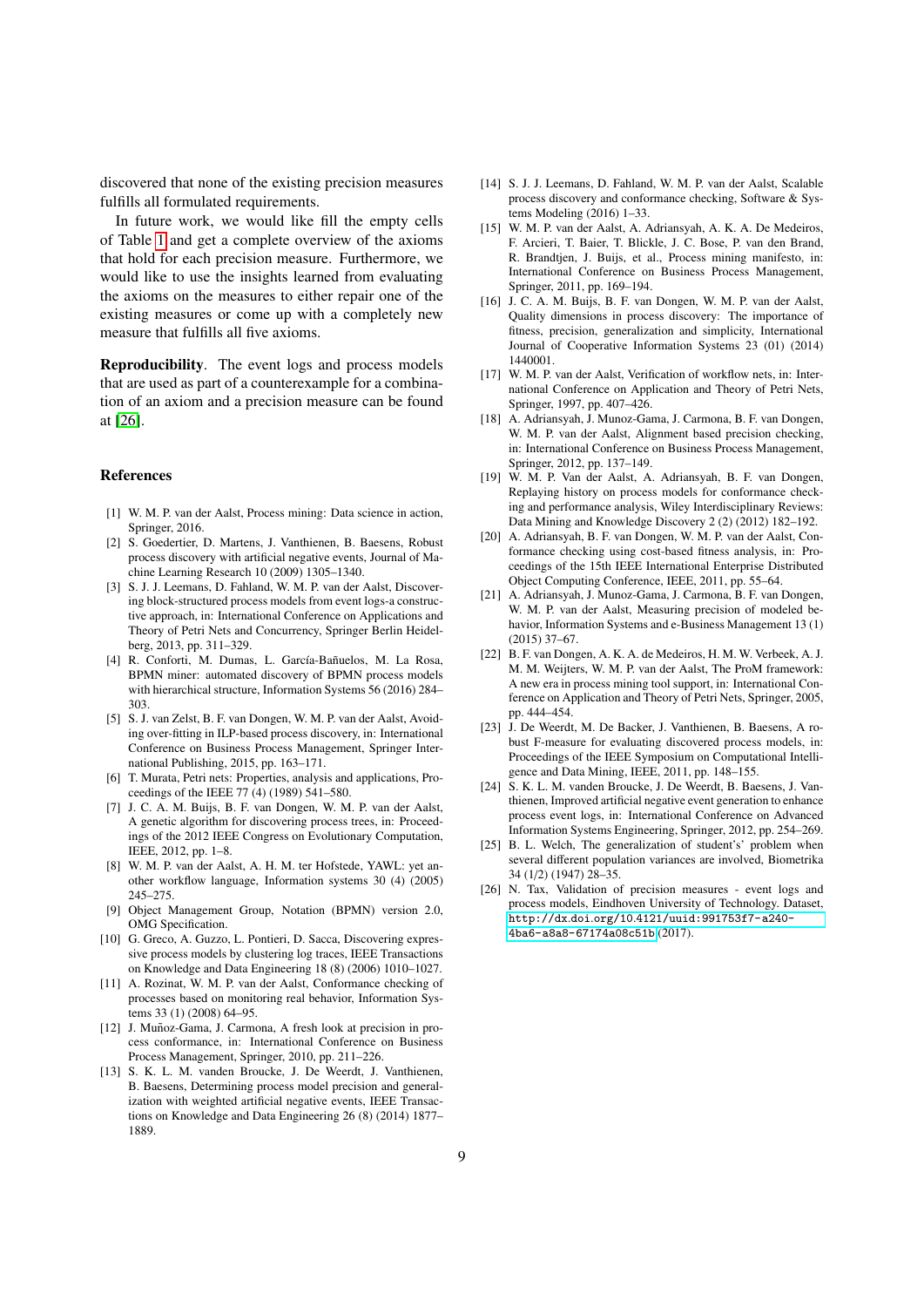discovered that none of the existing precision measures fulfills all formulated requirements.

In future work, we would like fill the empty cells of Table 1 and get a complete overview of the axioms that hold for each precision measure. Furthermore, we would like to use the insights learned from evaluating the axioms on the measures to either repair one of the existing measures or come up with a completely new measure that fulfills all five axioms.

**Reproducibility**. The event logs and process models that are used as part of a counterexample for a combination of an axiom and a precision measure can be found at [26].

## References

[1] W. M. P. van der Aalst, Process mining: Data science in action, Springer, 2016.

[2] S. Goedertier, D. Martens, J. Vanthienen, B. Baesens, Robust process discovery with artificial negative events, Journal of Machine Learning Research 10 (2009) 1305–1340.

[3] S. J. J. Leemans, D. Fahland, W. M. P. van der Aalst, Discovering block-structured process models from event logs-a constructive approach, in: International Conference on Applications and Theory of Petri Nets and Concurrency, Springer Berlin Heidelberg, 2013, pp. 311–329.

[4] R. Conforti, M. Dumas, L. García-Bañuelos, M. La Rosa, BPMN miner: automated discovery of BPMN process models with hierarchical structure, Information Systems 56 (2016) 284–303.

[5] S. J. van Zelst, B. F. van Dongen, W. M. P. van der Aalst, Avoiding over-fitting in ILP-based process discovery, in: International Conference on Business Process Management, Springer International Publishing, 2015, pp. 163–171.

[6] T. Murata, Petri nets: Properties, analysis and applications, Proceedings of the IEEE 77 (4) (1989) 541–580.

[7] J. C. A. M. Buijs, B. F. van Dongen, W. M. P. van der Aalst, A genetic algorithm for discovering process trees, in: Proceedings of the 2012 IEEE Congress on Evolutionary Computation, IEEE, 2012, pp. 1–8.

[8] W. M. P. van der Aalst, A. H. M. ter Hofstede, YAWL: yet another workflow language, Information systems 30 (4) (2005) 245–275.

[9] Object Management Group, Notation (BPMN) version 2.0, OMG Specification.

[10] G. Greco, A. Guzzo, L. Pontieri, D. Sacca, Discovering expressive process models by clustering log traces, IEEE Transactions on Knowledge and Data Engineering 18 (8) (2006) 1010–1027.

[11] A. Rozinat, W. M. P. van der Aalst, Conformance checking of processes based on monitoring real behavior, Information Systems 33 (1) (2008) 64–95.

[12] J. Muñoz-Gama, J. Carmona, A fresh look at precision in process conformance, in: International Conference on Business Process Management, Springer, 2010, pp. 211–226.

[13] S. K. L. M. vanden Broucke, J. De Weerdt, J. Vanthienen, B. Baesens, Determining process model precision and generalization with weighted artificial negative events, IEEE Transactions on Knowledge and Data Engineering 26 (8) (2014) 1877–1889.

[14] S. J. J. Leemans, D. Fahland, W. M. P. van der Aalst, Scalable process discovery and conformance checking, Software & Systems Modeling (2016) 1–33.

[15] W. M. P. van der Aalst, A. Adriansyah, A. K. A. De Medeiros, F. Arcieri, T. Baier, T. Blickle, J. C. Bose, P. van den Brand, R. Brandtjen, J. Buijs, et al., Process mining manifesto, in: International Conference on Business Process Management, Springer, 2011, pp. 169–194.

[16] J. C. A. M. Buijs, B. F. van Dongen, W. M. P. van der Aalst, Quality dimensions in process discovery: The importance of fitness, precision, generalization and simplicity, International Journal of Cooperative Information Systems 23 (01) (2014) 1440001.

[17] W. M. P. van der Aalst, Verification of workflow nets, in: International Conference on Application and Theory of Petri Nets, Springer, 1997, pp. 407–426.

[18] A. Adriansyah, J. Munoz-Gama, J. Carmona, B. F. van Dongen, W. M. P. van der Aalst, Alignment based precision checking, in: International Conference on Business Process Management, Springer, 2012, pp. 137–149.

[19] W. M. P. Van der Aalst, A. Adriansyah, B. F. van Dongen, Replaying history on process models for conformance checking and performance analysis, Wiley Interdisciplinary Reviews: Data Mining and Knowledge Discovery 2 (2) (2012) 182–192.

[20] A. Adriansyah, B. F. van Dongen, W. M. P. van der Aalst, Conformance checking using cost-based fitness analysis, in: Proceedings of the 15th IEEE International Enterprise Distributed Object Computing Conference, IEEE, 2011, pp. 55–64.

[21] A. Adriansyah, J. Munoz-Gama, J. Carmona, B. F. van Dongen, W. M. P. van der Aalst, Measuring precision of modeled behavior, Information Systems and e-Business Management 13 (1) (2015) 37–67.

[22] B. F. van Dongen, A. K. A. de Medeiros, H. M. W. Verbeek, A. J. M. M. Weijters, W. M. P. van der Aalst, The ProM framework: A new era in process mining tool support, in: International Conference on Application and Theory of Petri Nets, Springer, 2005, pp. 444–454.

[23] J. De Weerdt, M. De Backer, J. Vanthienen, B. Baesens, A robust F-measure for evaluating discovered process models, in: Proceedings of the IEEE Symposium on Computational Intelligence and Data Mining, IEEE, 2011, pp. 148–155.

[24] S. K. L. M. vanden Broucke, J. De Weerdt, B. Baesens, J. Vanthienen, Improved artificial negative event generation to enhance process event logs, in: International Conference on Advanced Information Systems Engineering, Springer, 2012, pp. 254–269.

[25] B. L. Welch, The generalization of student's' problem when several different population variances are involved, Biometrika 34 (1/2) (1947) 28–35.

[26] N. Tax, Validation of precision measures - event logs and process models, Eindhoven University of Technology. Dataset, http://dx.doi.org/10.4121/uuid:991753f7-a240-4ba6-a8a8-67174a08c51b (2017).